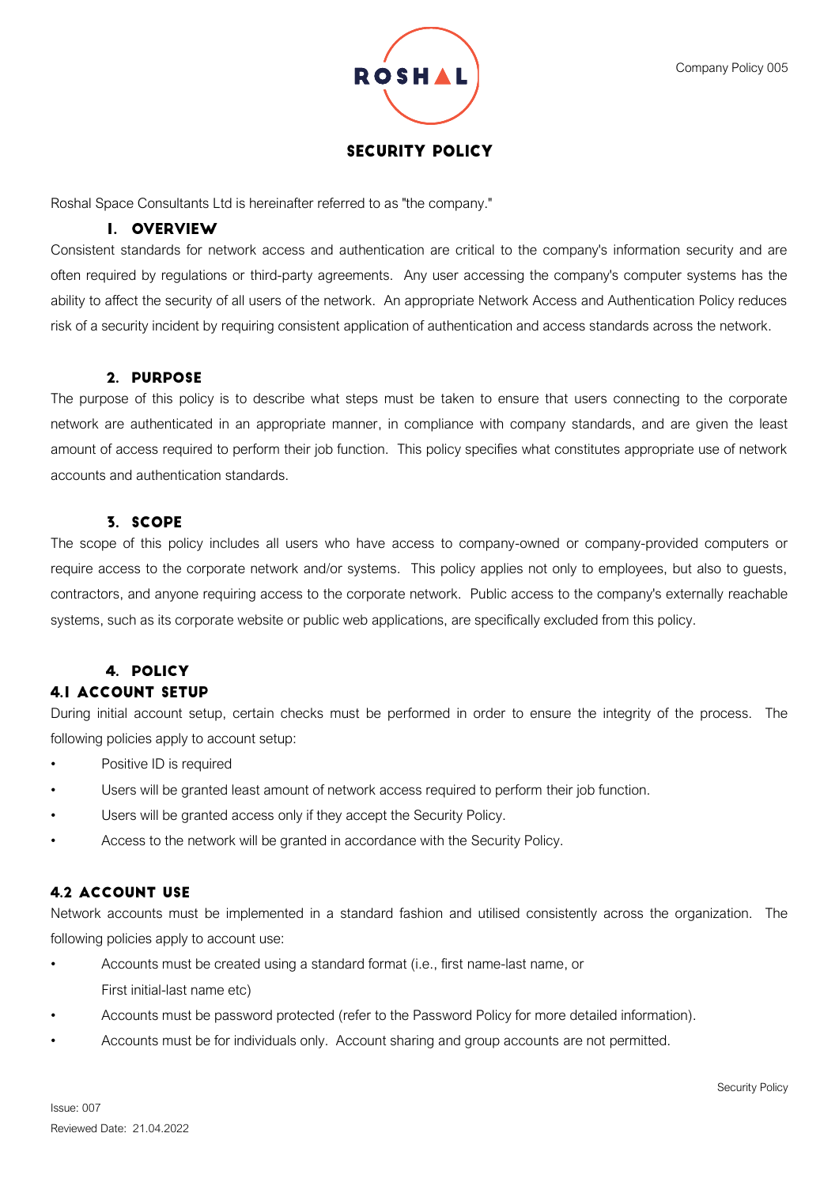# SECURITY POLICY

Roshal Space Consultants Ltd is hereinafter referred to as "the company."

## 1. OVERVIEW

Consistent standards for network access and authentication are critical to the company's information security and are often required by regulations or third-party agreements. Any user accessing the company's computer systems has the ability to affect the security of all users of the network. An appropriate Network Access and Authentication Policy reduces risk of a security incident by requiring consistent application of authentication and access standards across the network.

## 2. PURPOSE

The purpose of this policy is to describe what steps must be taken to ensure that users connecting to the corporate network are authenticated in an appropriate manner, in compliance with company standards, and are given the least amount of access required to perform their job function. This policy specifies what constitutes appropriate use of network accounts and authentication standards.

## 3. SCOPE

The scope of this policy includes all users who have access to company-owned or company-provided computers or require access to the corporate network and/or systems. This policy applies not only to employees, but also to guests, contractors, and anyone requiring access to the corporate network. Public access to the company's externally reachable systems, such as its corporate website or public web applications, are specifically excluded from this policy.

## 4. POLICY

### 4.1 ACCOUNT SETUP

During initial account setup, certain checks must be performed in order to ensure the integrity of the process. The following policies apply to account setup:

- Positive ID is required
- Users will be granted least amount of network access required to perform their job function.
- Users will be granted access only if they accept the Security Policy.
- Access to the network will be granted in accordance with the Security Policy.

### 4.2 ACCOUNT USE

Network accounts must be implemented in a standard fashion and utilised consistently across the organization. The following policies apply to account use:

- Accounts must be created using a standard format (i.e., first name-last name, or First initial-last name etc)
- Accounts must be password protected (refer to the Password Policy for more detailed information).
- Accounts must be for individuals only. Account sharing and group accounts are not permitted.

Issue: 007
Reviewed Date: 21.04.2022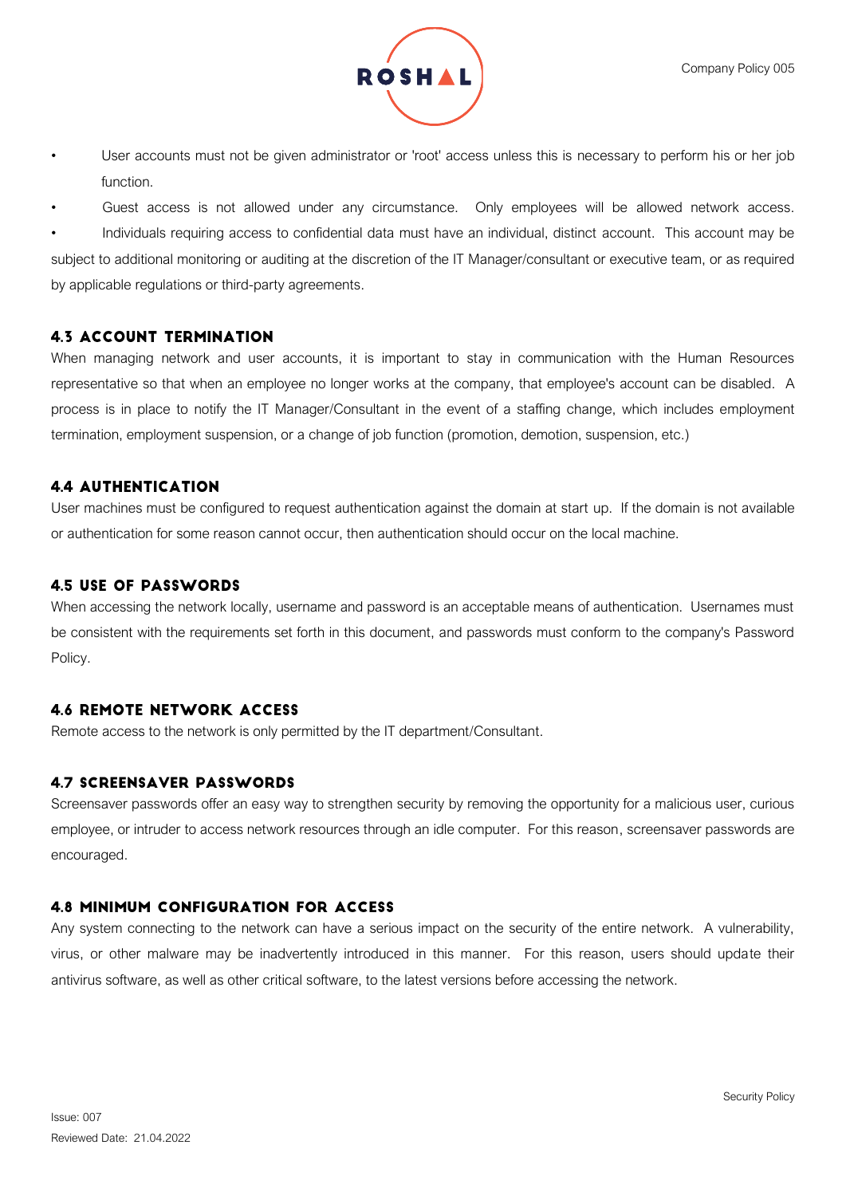- User accounts must not be given administrator or 'root' access unless this is necessary to perform his or her job function.
- Guest access is not allowed under any circumstance. Only employees will be allowed network access.
- Individuals requiring access to confidential data must have an individual, distinct account. This account may be subject to additional monitoring or auditing at the discretion of the IT Manager/consultant or executive team, or as required by applicable regulations or third-party agreements.

### 4.3 Account Termination

When managing network and user accounts, it is important to stay in communication with the Human Resources representative so that when an employee no longer works at the company, that employee's account can be disabled. A process is in place to notify the IT Manager/Consultant in the event of a staffing change, which includes employment termination, employment suspension, or a change of job function (promotion, demotion, suspension, etc.)

### 4.4 Authentication

User machines must be configured to request authentication against the domain at start up. If the domain is not available or authentication for some reason cannot occur, then authentication should occur on the local machine.

### 4.5 Use of Passwords

When accessing the network locally, username and password is an acceptable means of authentication. Usernames must be consistent with the requirements set forth in this document, and passwords must conform to the company's Password Policy.

### 4.6 Remote Network Access

Remote access to the network is only permitted by the IT department/Consultant.

### 4.7 Screensaver Passwords

Screensaver passwords offer an easy way to strengthen security by removing the opportunity for a malicious user, curious employee, or intruder to access network resources through an idle computer. For this reason, screensaver passwords are encouraged.

### 4.8 Minimum Configuration for Access

Any system connecting to the network can have a serious impact on the security of the entire network. A vulnerability, virus, or other malware may be inadvertently introduced in this manner. For this reason, users should update their antivirus software, as well as other critical software, to the latest versions before accessing the network.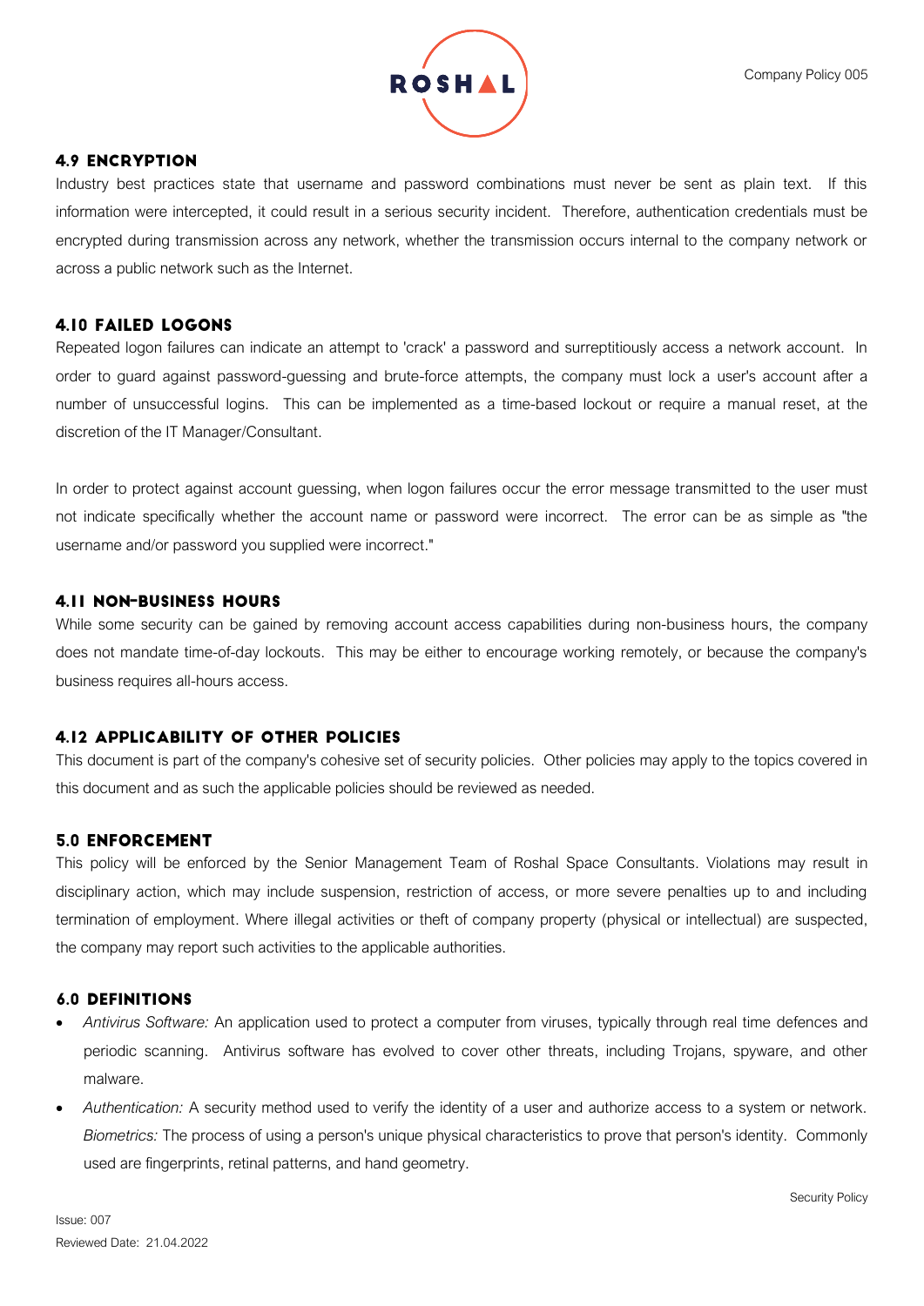### 4.9 Encryption

Industry best practices state that username and password combinations must never be sent as plain text. If this information were intercepted, it could result in a serious security incident. Therefore, authentication credentials must be encrypted during transmission across any network, whether the transmission occurs internal to the company network or across a public network such as the Internet.

### 4.10 Failed Logons

Repeated logon failures can indicate an attempt to 'crack' a password and surreptitiously access a network account. In order to guard against password-guessing and brute-force attempts, the company must lock a user's account after a number of unsuccessful logins. This can be implemented as a time-based lockout or require a manual reset, at the discretion of the IT Manager/Consultant.

In order to protect against account guessing, when logon failures occur the error message transmitted to the user must not indicate specifically whether the account name or password were incorrect. The error can be as simple as "the username and/or password you supplied were incorrect."

### 4.11 Non-Business Hours

While some security can be gained by removing account access capabilities during non-business hours, the company does not mandate time-of-day lockouts. This may be either to encourage working remotely, or because the company's business requires all-hours access.

### 4.12 Applicability of Other Policies

This document is part of the company's cohesive set of security policies. Other policies may apply to the topics covered in this document and as such the applicable policies should be reviewed as needed.

## 5.0 Enforcement

This policy will be enforced by the Senior Management Team of Roshal Space Consultants. Violations may result in disciplinary action, which may include suspension, restriction of access, or more severe penalties up to and including termination of employment. Where illegal activities or theft of company property (physical or intellectual) are suspected, the company may report such activities to the applicable authorities.

## 6.0 Definitions

- *Antivirus Software:* An application used to protect a computer from viruses, typically through real time defences and periodic scanning. Antivirus software has evolved to cover other threats, including Trojans, spyware, and other malware.
- *Authentication:* A security method used to verify the identity of a user and authorize access to a system or network. *Biometrics:* The process of using a person's unique physical characteristics to prove that person's identity. Commonly used are fingerprints, retinal patterns, and hand geometry.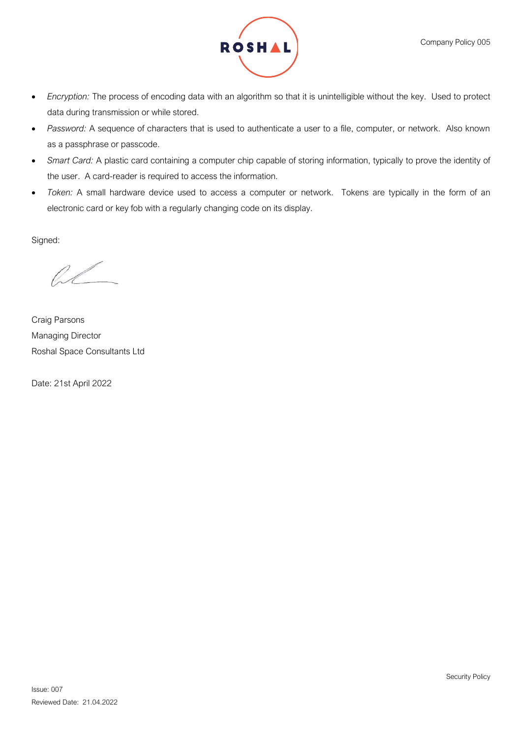- *Encryption:* The process of encoding data with an algorithm so that it is unintelligible without the key. Used to protect data during transmission or while stored.
- *Password:* A sequence of characters that is used to authenticate a user to a file, computer, or network. Also known as a passphrase or passcode.
- *Smart Card:* A plastic card containing a computer chip capable of storing information, typically to prove the identity of the user. A card-reader is required to access the information.
- *Token:* A small hardware device used to access a computer or network. Tokens are typically in the form of an electronic card or key fob with a regularly changing code on its display.

Signed:

Craig Parsons
Managing Director
Roshal Space Consultants Ltd

Date: 21st April 2022